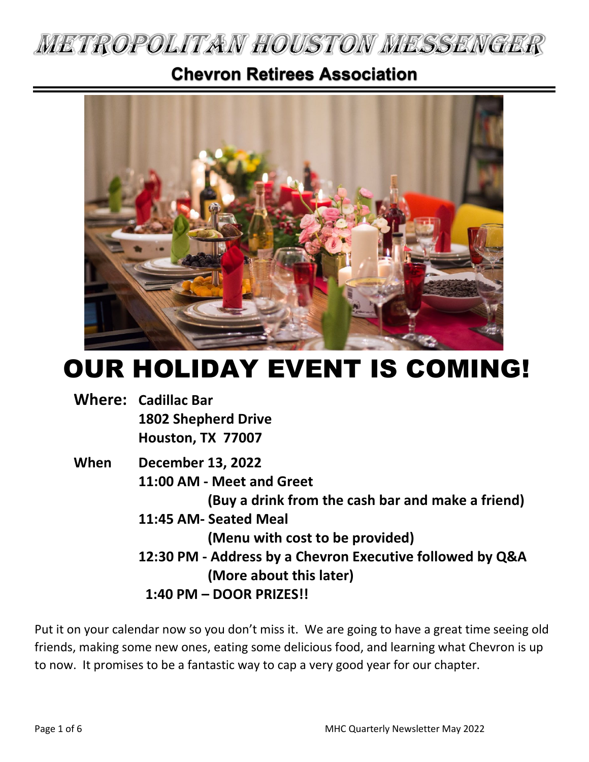# METROPOLITAN HOUSTON MESSENGER

## Chevron Retirees Association

# OUR HOLIDAY EVENT IS COMING!

**Where:** **Cadillac Bar**
**1802 Shepherd Drive**
**Houston, TX 77007**

**When** **December 13, 2022**
**11:00 AM - Meet and Greet**
**(Buy a drink from the cash bar and make a friend)**
**11:45 AM- Seated Meal**
**(Menu with cost to be provided)**
**12:30 PM - Address by a Chevron Executive followed by Q&A**
**(More about this later)**
**1:40 PM – DOOR PRIZES!!**

Put it on your calendar now so you don't miss it. We are going to have a great time seeing old friends, making some new ones, eating some delicious food, and learning what Chevron is up to now. It promises to be a fantastic way to cap a very good year for our chapter.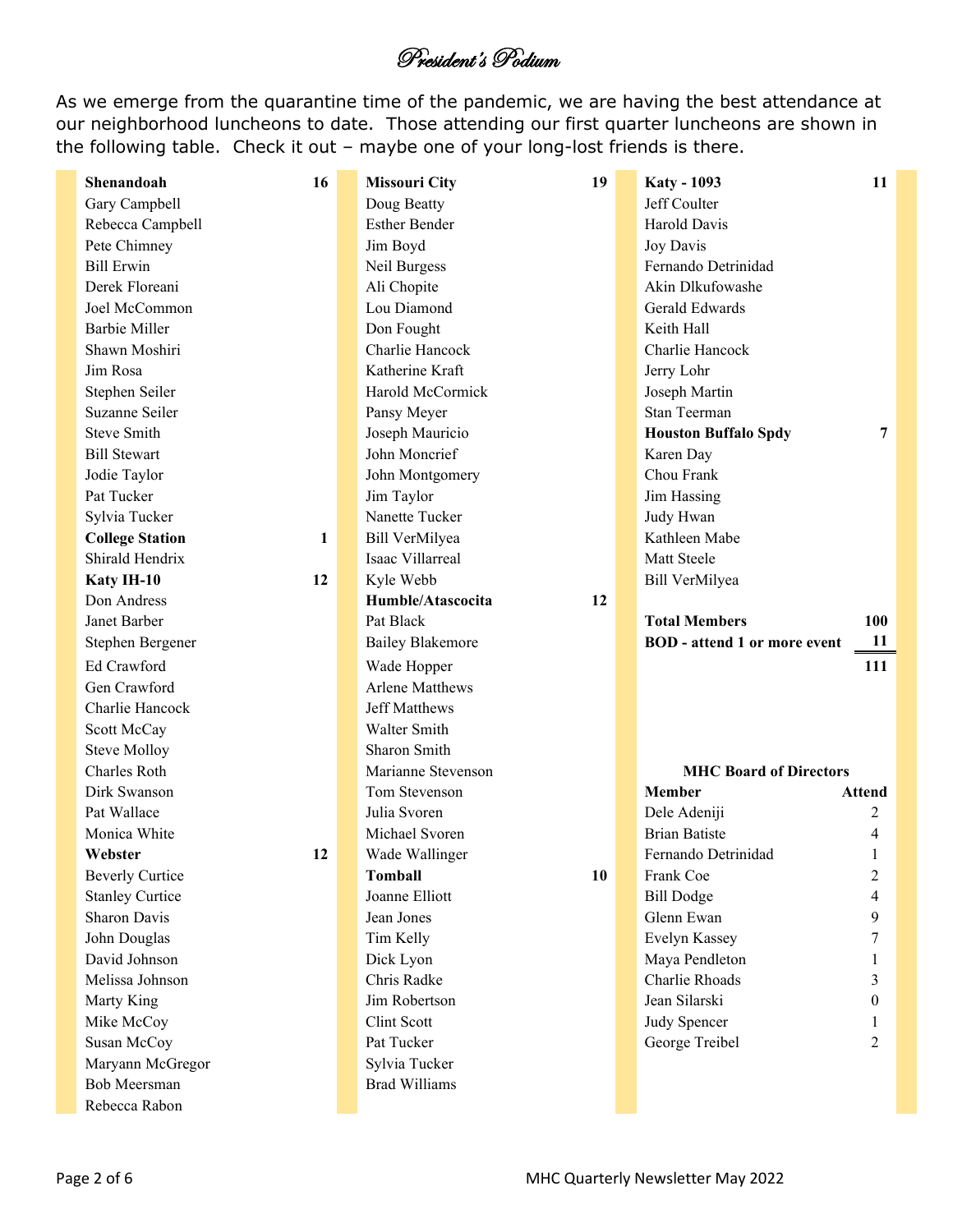# *President's Podium*

As we emerge from the quarantine time of the pandemic, we are having the best attendance at our neighborhood luncheons to date. Those attending our first quarter luncheons are shown in the following table. Check it out – maybe one of your long-lost friends is there.

**Shenandoah** — **16**

- Gary Campbell
- Rebecca Campbell
- Pete Chimney
- Bill Erwin
- Derek Floreani
- Joel McCommon
- Barbie Miller
- Shawn Moshiri
- Jim Rosa
- Stephen Seiler
- Suzanne Seiler
- Steve Smith
- Bill Stewart
- Jodie Taylor
- Pat Tucker
- Sylvia Tucker

**College Station** — **1**

- Shirald Hendrix

**Katy IH-10** — **12**

- Don Andress
- Janet Barber
- Stephen Bergener
- Ed Crawford
- Gen Crawford
- Charlie Hancock
- Scott McCay
- Steve Molloy
- Charles Roth
- Dirk Swanson
- Pat Wallace
- Monica White

**Webster** — **12**

- Beverly Curtice
- Stanley Curtice
- Sharon Davis
- John Douglas
- David Johnson
- Melissa Johnson
- Marty King
- Mike McCoy
- Susan McCoy
- Maryann McGregor
- Bob Meersman
- Rebecca Rabon

**Missouri City** — **19**

- Doug Beatty
- Esther Bender
- Jim Boyd
- Neil Burgess
- Ali Chopite
- Lou Diamond
- Don Fought
- Charlie Hancock
- Katherine Kraft
- Harold McCormick
- Pansy Meyer
- Joseph Mauricio
- John Moncrief
- John Montgomery
- Jim Taylor
- Nanette Tucker
- Bill VerMilyea
- Isaac Villarreal
- Kyle Webb

**Humble/Atascocita** — **12**

- Pat Black
- Bailey Blakemore
- Wade Hopper
- Arlene Matthews
- Jeff Matthews
- Walter Smith
- Sharon Smith
- Marianne Stevenson
- Tom Stevenson
- Julia Svoren
- Michael Svoren
- Wade Wallinger

**Tomball** — **10**

- Joanne Elliott
- Jean Jones
- Tim Kelly
- Dick Lyon
- Chris Radke
- Jim Robertson
- Clint Scott
- Pat Tucker
- Sylvia Tucker
- Brad Williams

**Katy - 1093** — **11**

- Jeff Coulter
- Harold Davis
- Joy Davis
- Fernando Detrinidad
- Akin Dlkufowashe
- Gerald Edwards
- Keith Hall
- Charlie Hancock
- Jerry Lohr
- Joseph Martin
- Stan Teerman

**Houston Buffalo Spdy** — **7**

- Karen Day
- Chou Frank
- Jim Hassing
- Judy Hwan
- Kathleen Mabe
- Matt Steele
- Bill VerMilyea

| | |
|---|---|
| **Total Members** | **100** |
| **BOD - attend 1 or more event** | **11** |
| | **111** |

**MHC Board of Directors**

| Member | Attend |
|---|---|
| Dele Adeniji | 2 |
| Brian Batiste | 4 |
| Fernando Detrinidad | 1 |
| Frank Coe | 2 |
| Bill Dodge | 4 |
| Glenn Ewan | 9 |
| Evelyn Kassey | 7 |
| Maya Pendleton | 1 |
| Charlie Rhoads | 3 |
| Jean Silarski | 0 |
| Judy Spencer | 1 |
| George Treibel | 2 |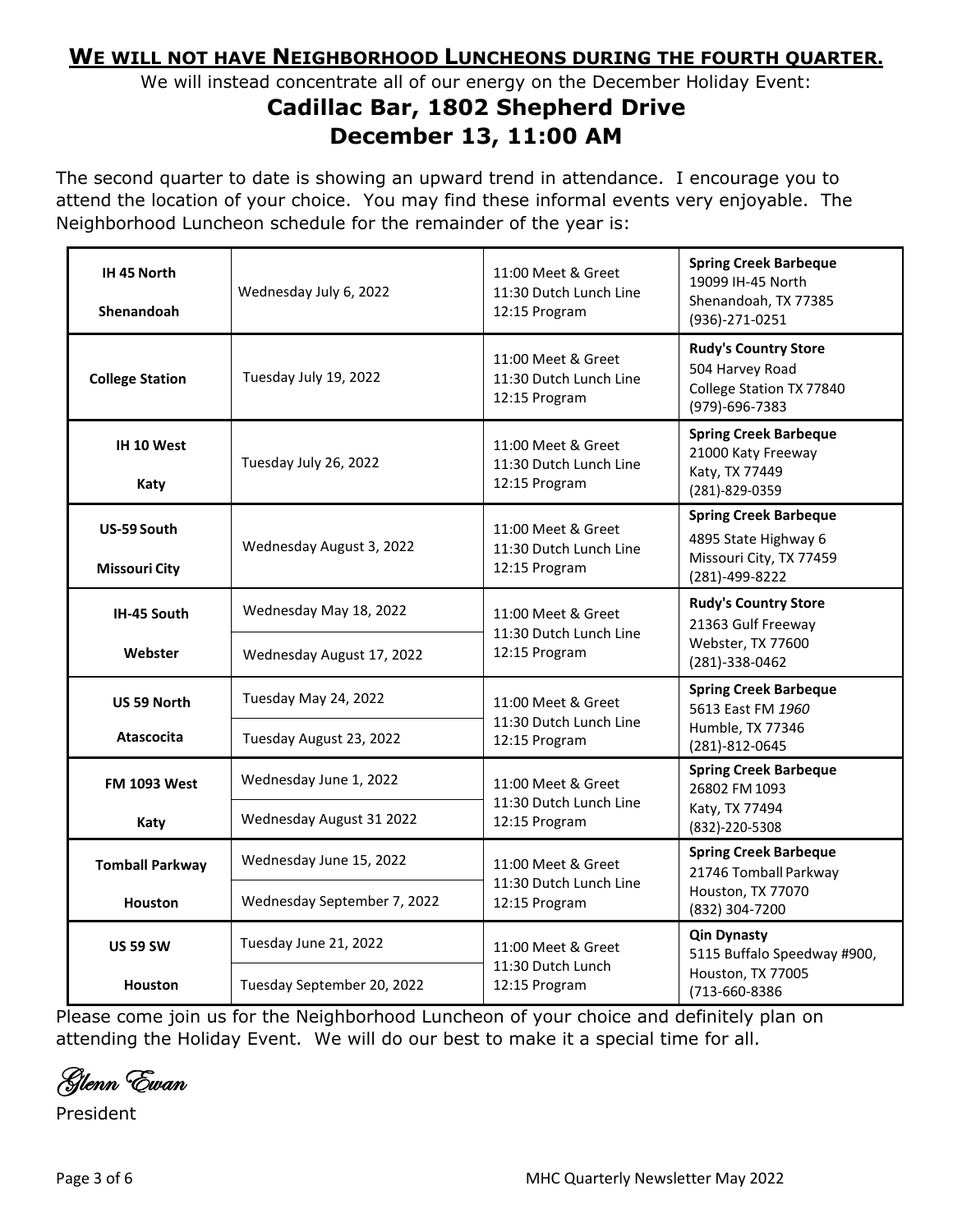## **WE WILL NOT HAVE NEIGHBORHOOD LUNCHEONS DURING THE FOURTH QUARTER.**

We will instead concentrate all of our energy on the December Holiday Event:

### **Cadillac Bar, 1802 Shepherd Drive**
### **December 13, 11:00 AM**

The second quarter to date is showing an upward trend in attendance. I encourage you to attend the location of your choice. You may find these informal events very enjoyable. The Neighborhood Luncheon schedule for the remainder of the year is:

| Location | Date | Schedule | Venue |
|---|---|---|---|
| **IH 45 North**<br>**Shenandoah** | Wednesday July 6, 2022 | 11:00 Meet & Greet<br>11:30 Dutch Lunch Line<br>12:15 Program | **Spring Creek Barbeque**<br>19099 IH-45 North<br>Shenandoah, TX 77385<br>(936)-271-0251 |
| **College Station** | Tuesday July 19, 2022 | 11:00 Meet & Greet<br>11:30 Dutch Lunch Line<br>12:15 Program | **Rudy's Country Store**<br>504 Harvey Road<br>College Station TX 77840<br>(979)-696-7383 |
| **IH 10 West**<br>**Katy** | Tuesday July 26, 2022 | 11:00 Meet & Greet<br>11:30 Dutch Lunch Line<br>12:15 Program | **Spring Creek Barbeque**<br>21000 Katy Freeway<br>Katy, TX 77449<br>(281)-829-0359 |
| **US-59 South**<br>**Missouri City** | Wednesday August 3, 2022 | 11:00 Meet & Greet<br>11:30 Dutch Lunch Line<br>12:15 Program | **Spring Creek Barbeque**<br>4895 State Highway 6<br>Missouri City, TX 77459<br>(281)-499-8222 |
| **IH-45 South**<br>**Webster** | Wednesday May 18, 2022<br>Wednesday August 17, 2022 | 11:00 Meet & Greet<br>11:30 Dutch Lunch Line<br>12:15 Program | **Rudy's Country Store**<br>21363 Gulf Freeway<br>Webster, TX 77600<br>(281)-338-0462 |
| **US 59 North**<br>**Atascocita** | Tuesday May 24, 2022<br>Tuesday August 23, 2022 | 11:00 Meet & Greet<br>11:30 Dutch Lunch Line<br>12:15 Program | **Spring Creek Barbeque**<br>5613 East FM *1960*<br>Humble, TX 77346<br>(281)-812-0645 |
| **FM 1093 West**<br>**Katy** | Wednesday June 1, 2022<br>Wednesday August 31 2022 | 11:00 Meet & Greet<br>11:30 Dutch Lunch Line<br>12:15 Program | **Spring Creek Barbeque**<br>26802 FM 1093<br>Katy, TX 77494<br>(832)-220-5308 |
| **Tomball Parkway**<br>**Houston** | Wednesday June 15, 2022<br>Wednesday September 7, 2022 | 11:00 Meet & Greet<br>11:30 Dutch Lunch Line<br>12:15 Program | **Spring Creek Barbeque**<br>21746 Tomball Parkway<br>Houston, TX 77070<br>(832) 304-7200 |
| **US 59 SW**<br>**Houston** | Tuesday June 21, 2022<br>Tuesday September 20, 2022 | 11:00 Meet & Greet<br>11:30 Dutch Lunch<br>12:15 Program | **Qin Dynasty**<br>5115 Buffalo Speedway #900,<br>Houston, TX 77005<br>(713-660-8386 |

Please come join us for the Neighborhood Luncheon of your choice and definitely plan on attending the Holiday Event. We will do our best to make it a special time for all.

*Glenn Ewan*

President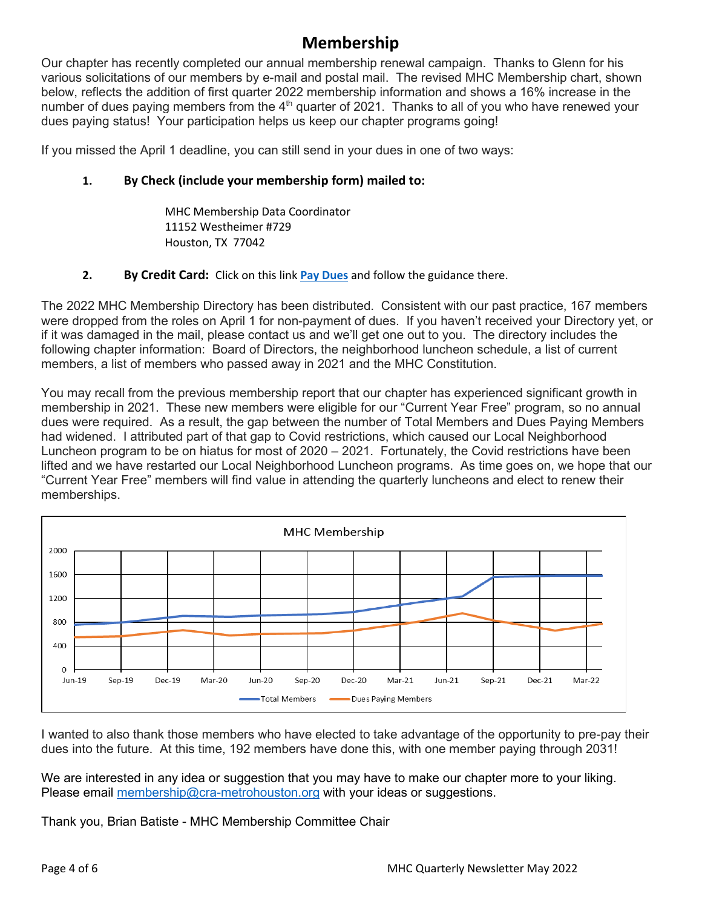# Membership

Our chapter has recently completed our annual membership renewal campaign. Thanks to Glenn for his various solicitations of our members by e-mail and postal mail. The revised MHC Membership chart, shown below, reflects the addition of first quarter 2022 membership information and shows a 16% increase in the number of dues paying members from the 4th quarter of 2021. Thanks to all of you who have renewed your dues paying status! Your participation helps us keep our chapter programs going!

If you missed the April 1 deadline, you can still send in your dues in one of two ways:

1. **By Check (include your membership form) mailed to:**

   MHC Membership Data Coordinator
   11152 Westheimer #729
   Houston, TX 77042

2. **By Credit Card:** Click on this link **Pay Dues** and follow the guidance there.

The 2022 MHC Membership Directory has been distributed. Consistent with our past practice, 167 members were dropped from the roles on April 1 for non-payment of dues. If you haven't received your Directory yet, or if it was damaged in the mail, please contact us and we'll get one out to you. The directory includes the following chapter information: Board of Directors, the neighborhood luncheon schedule, a list of current members, a list of members who passed away in 2021 and the MHC Constitution.

You may recall from the previous membership report that our chapter has experienced significant growth in membership in 2021. These new members were eligible for our "Current Year Free" program, so no annual dues were required. As a result, the gap between the number of Total Members and Dues Paying Members had widened. I attributed part of that gap to Covid restrictions, which caused our Local Neighborhood Luncheon program to be on hiatus for most of 2020 – 2021. Fortunately, the Covid restrictions have been lifted and we have restarted our Local Neighborhood Luncheon programs. As time goes on, we hope that our "Current Year Free" members will find value in attending the quarterly luncheons and elect to renew their memberships.

MHC Membership

I wanted to also thank those members who have elected to take advantage of the opportunity to pre-pay their dues into the future. At this time, 192 members have done this, with one member paying through 2031!

We are interested in any idea or suggestion that you may have to make our chapter more to your liking. Please email membership@cra-metrohouston.org with your ideas or suggestions.

Thank you, Brian Batiste - MHC Membership Committee Chair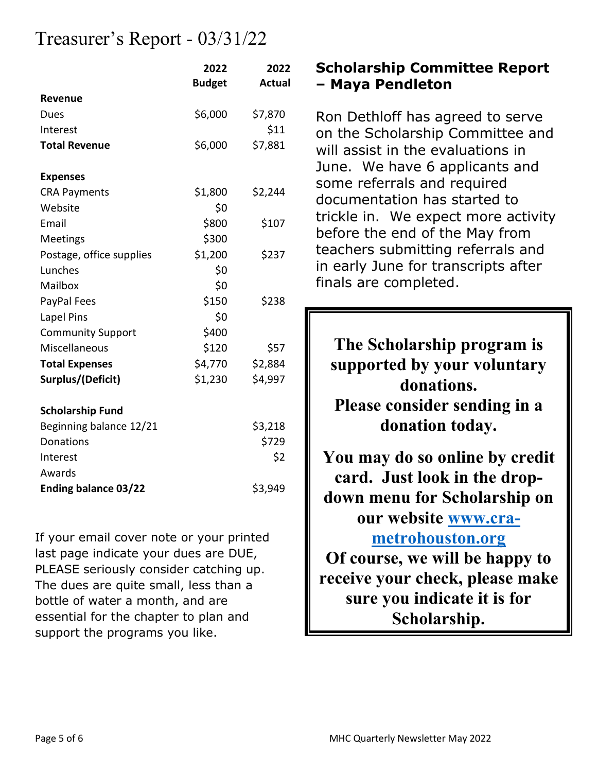# Treasurer's Report - 03/31/22

| | 2022 Budget | 2022 Actual |
|---|---|---|
| **Revenue** | | |
| Dues | $6,000 | $7,870 |
| Interest | | $11 |
| **Total Revenue** | $6,000 | $7,881 |
| | | |
| **Expenses** | | |
| CRA Payments | $1,800 | $2,244 |
| Website | $0 | |
| Email | $800 | $107 |
| Meetings | $300 | |
| Postage, office supplies | $1,200 | $237 |
| Lunches | $0 | |
| Mailbox | $0 | |
| PayPal Fees | $150 | $238 |
| Lapel Pins | $0 | |
| Community Support | $400 | |
| Miscellaneous | $120 | $57 |
| **Total Expenses** | $4,770 | $2,884 |
| **Surplus/(Deficit)** | $1,230 | $4,997 |
| | | |
| **Scholarship Fund** | | |
| Beginning balance 12/21 | | $3,218 |
| Donations | | $729 |
| Interest | | $2 |
| Awards | | |
| **Ending balance 03/22** | | $3,949 |

If your email cover note or your printed last page indicate your dues are DUE, PLEASE seriously consider catching up. The dues are quite small, less than a bottle of water a month, and are essential for the chapter to plan and support the programs you like.

## Scholarship Committee Report – Maya Pendleton

Ron Dethloff has agreed to serve on the Scholarship Committee and will assist in the evaluations in June. We have 6 applicants and some referrals and required documentation has started to trickle in. We expect more activity before the end of the May from teachers submitting referrals and in early June for transcripts after finals are completed.

**The Scholarship program is supported by your voluntary donations.**
**Please consider sending in a donation today.**

**You may do so online by credit card. Just look in the drop-down menu for Scholarship on our website [www.cra-metrohouston.org](www.cra-metrohouston.org)**
**Of course, we will be happy to receive your check, please make sure you indicate it is for Scholarship.**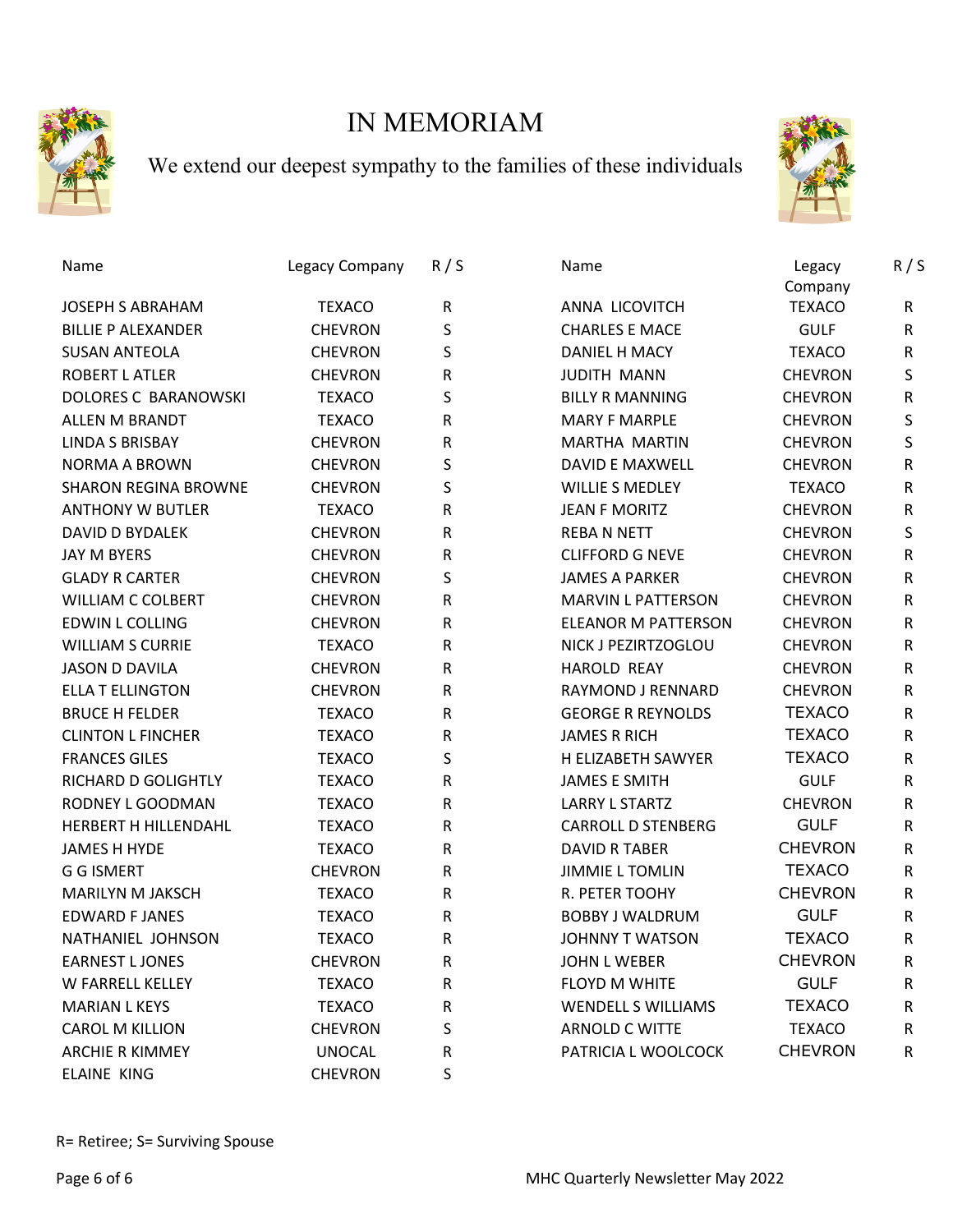# IN MEMORIAM

We extend our deepest sympathy to the families of these individuals

| Name | Legacy Company | R / S |
|---|---|---|
| JOSEPH S ABRAHAM | TEXACO | R |
| BILLIE P ALEXANDER | CHEVRON | S |
| SUSAN ANTEOLA | CHEVRON | S |
| ROBERT L ATLER | CHEVRON | R |
| DOLORES C BARANOWSKI | TEXACO | S |
| ALLEN M BRANDT | TEXACO | R |
| LINDA S BRISBAY | CHEVRON | R |
| NORMA A BROWN | CHEVRON | S |
| SHARON REGINA BROWNE | CHEVRON | S |
| ANTHONY W BUTLER | TEXACO | R |
| DAVID D BYDALEK | CHEVRON | R |
| JAY M BYERS | CHEVRON | R |
| GLADY R CARTER | CHEVRON | S |
| WILLIAM C COLBERT | CHEVRON | R |
| EDWIN L COLLING | CHEVRON | R |
| WILLIAM S CURRIE | TEXACO | R |
| JASON D DAVILA | CHEVRON | R |
| ELLA T ELLINGTON | CHEVRON | R |
| BRUCE H FELDER | TEXACO | R |
| CLINTON L FINCHER | TEXACO | R |
| FRANCES GILES | TEXACO | S |
| RICHARD D GOLIGHTLY | TEXACO | R |
| RODNEY L GOODMAN | TEXACO | R |
| HERBERT H HILLENDAHL | TEXACO | R |
| JAMES H HYDE | TEXACO | R |
| G G ISMERT | CHEVRON | R |
| MARILYN M JAKSCH | TEXACO | R |
| EDWARD F JANES | TEXACO | R |
| NATHANIEL JOHNSON | TEXACO | R |
| EARNEST L JONES | CHEVRON | R |
| W FARRELL KELLEY | TEXACO | R |
| MARIAN L KEYS | TEXACO | R |
| CAROL M KILLION | CHEVRON | S |
| ARCHIE R KIMMEY | UNOCAL | R |
| ELAINE KING | CHEVRON | S |
| ANNA LICOVITCH | TEXACO | R |
| CHARLES E MACE | GULF | R |
| DANIEL H MACY | TEXACO | R |
| JUDITH MANN | CHEVRON | S |
| BILLY R MANNING | CHEVRON | R |
| MARY F MARPLE | CHEVRON | S |
| MARTHA MARTIN | CHEVRON | S |
| DAVID E MAXWELL | CHEVRON | R |
| WILLIE S MEDLEY | TEXACO | R |
| JEAN F MORITZ | CHEVRON | R |
| REBA N NETT | CHEVRON | S |
| CLIFFORD G NEVE | CHEVRON | R |
| JAMES A PARKER | CHEVRON | R |
| MARVIN L PATTERSON | CHEVRON | R |
| ELEANOR M PATTERSON | CHEVRON | R |
| NICK J PEZIRTZOGLOU | CHEVRON | R |
| HAROLD REAY | CHEVRON | R |
| RAYMOND J RENNARD | CHEVRON | R |
| GEORGE R REYNOLDS | TEXACO | R |
| JAMES R RICH | TEXACO | R |
| H ELIZABETH SAWYER | TEXACO | R |
| JAMES E SMITH | GULF | R |
| LARRY L STARTZ | CHEVRON | R |
| CARROLL D STENBERG | GULF | R |
| DAVID R TABER | CHEVRON | R |
| JIMMIE L TOMLIN | TEXACO | R |
| R. PETER TOOHY | CHEVRON | R |
| BOBBY J WALDRUM | GULF | R |
| JOHNNY T WATSON | TEXACO | R |
| JOHN L WEBER | CHEVRON | R |
| FLOYD M WHITE | GULF | R |
| WENDELL S WILLIAMS | TEXACO | R |
| ARNOLD C WITTE | TEXACO | R |
| PATRICIA L WOOLCOCK | CHEVRON | R |

R= Retiree; S= Surviving Spouse